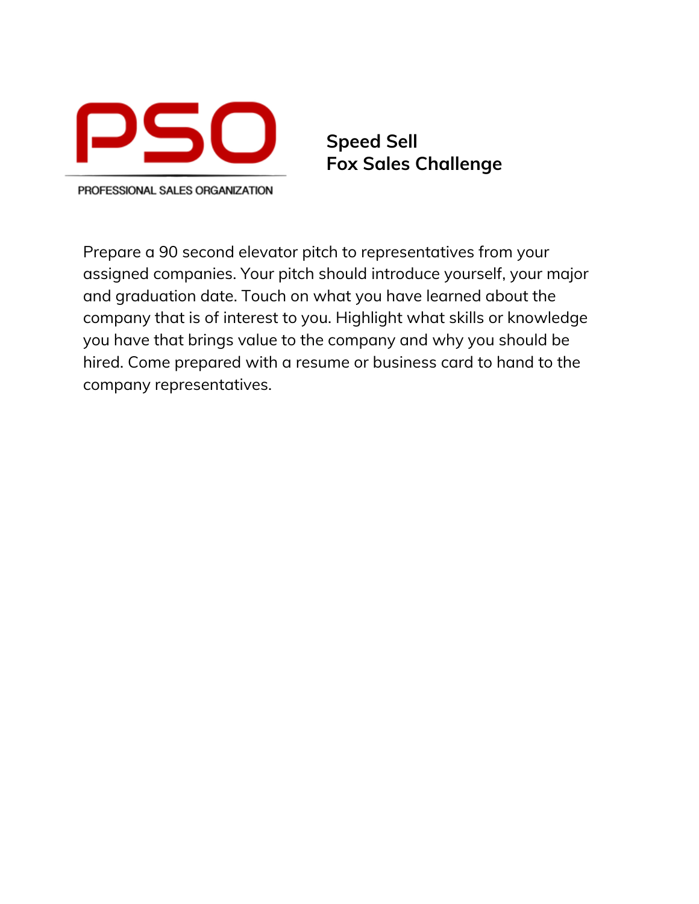PSO

PROFESSIONAL SALES ORGANIZATION

# Speed Sell
# Fox Sales Challenge

Prepare a 90 second elevator pitch to representatives from your assigned companies. Your pitch should introduce yourself, your major and graduation date. Touch on what you have learned about the company that is of interest to you. Highlight what skills or knowledge you have that brings value to the company and why you should be hired. Come prepared with a resume or business card to hand to the company representatives.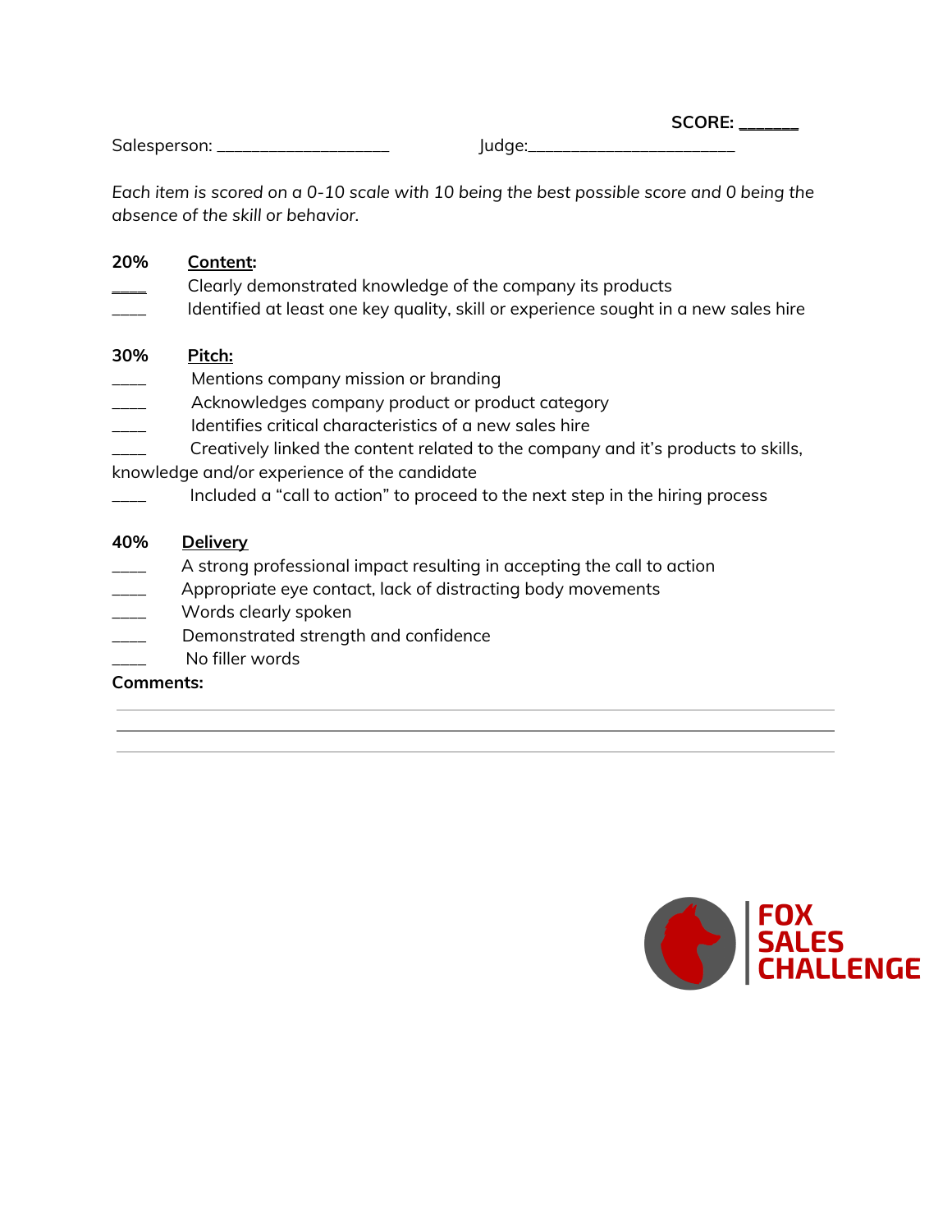**SCORE: ______**

Salesperson: ___________________ Judge:______________________

*Each item is scored on a 0-10 scale with 10 being the best possible score and 0 being the absence of the skill or behavior.*

**20%** **Content:**

____ Clearly demonstrated knowledge of the company its products

____ Identified at least one key quality, skill or experience sought in a new sales hire

**30%** **Pitch:**

____ Mentions company mission or branding

____ Acknowledges company product or product category

____ Identifies critical characteristics of a new sales hire

____ Creatively linked the content related to the company and it's products to skills, knowledge and/or experience of the candidate

____ Included a "call to action" to proceed to the next step in the hiring process

**40%** **Delivery**

____ A strong professional impact resulting in accepting the call to action

____ Appropriate eye contact, lack of distracting body movements

____ Words clearly spoken

____ Demonstrated strength and confidence

____ No filler words

**Comments:**

FOX SALES CHALLENGE